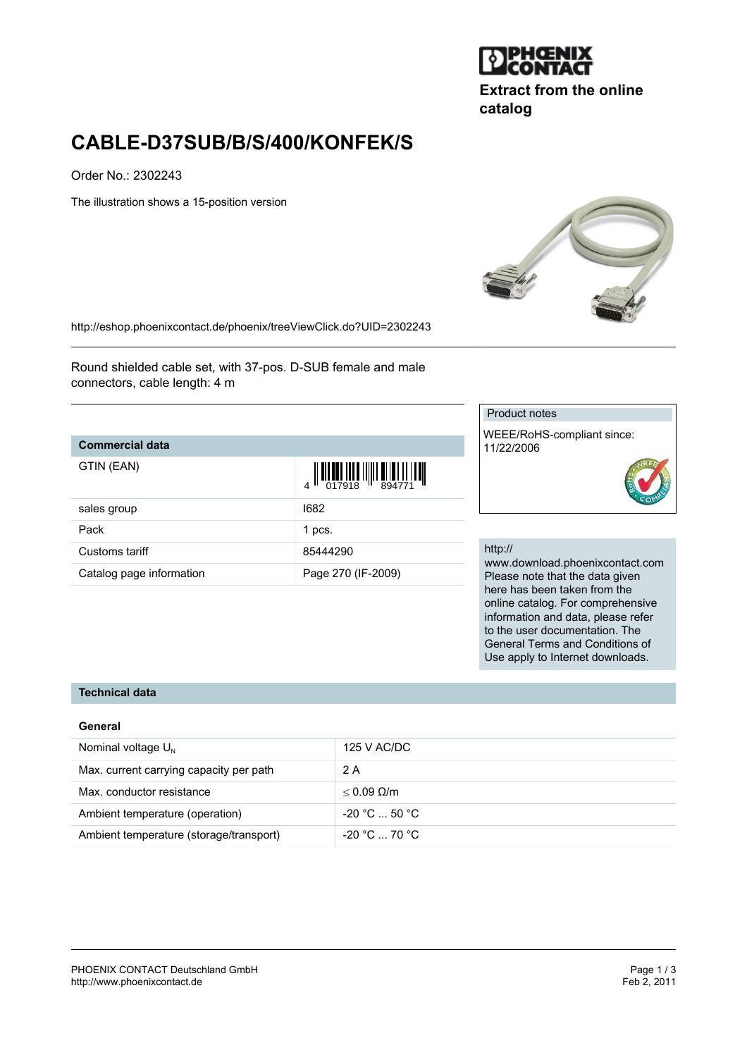**Extract from the online catalog**

# CABLE-D37SUB/B/S/400/KONFEK/S

Order No.: 2302243

The illustration shows a 15-position version

http://eshop.phoenixcontact.de/phoenix/treeViewClick.do?UID=2302243

Round shielded cable set, with 37-pos. D-SUB female and male connectors, cable length: 4 m

| Commercial data | |
|---|---|
| GTIN (EAN) | 4 017918 894771 |
| sales group | I682 |
| Pack | 1 pcs. |
| Customs tariff | 85444290 |
| Catalog page information | Page 270 (IF-2009) |

**Product notes**

WEEE/RoHS-compliant since: 11/22/2006

http://
www.download.phoenixcontact.com
Please note that the data given here has been taken from the online catalog. For comprehensive information and data, please refer to the user documentation. The General Terms and Conditions of Use apply to Internet downloads.

## Technical data

### General

| | |
|---|---|
| Nominal voltage $U_N$ | 125 V AC/DC |
| Max. current carrying capacity per path | 2 A |
| Max. conductor resistance | $\leq$ 0.09 Ω/m |
| Ambient temperature (operation) | -20 °C ... 50 °C |
| Ambient temperature (storage/transport) | -20 °C ... 70 °C |

PHOENIX CONTACT Deutschland GmbH
http://www.phoenixcontact.de

Feb 2, 2011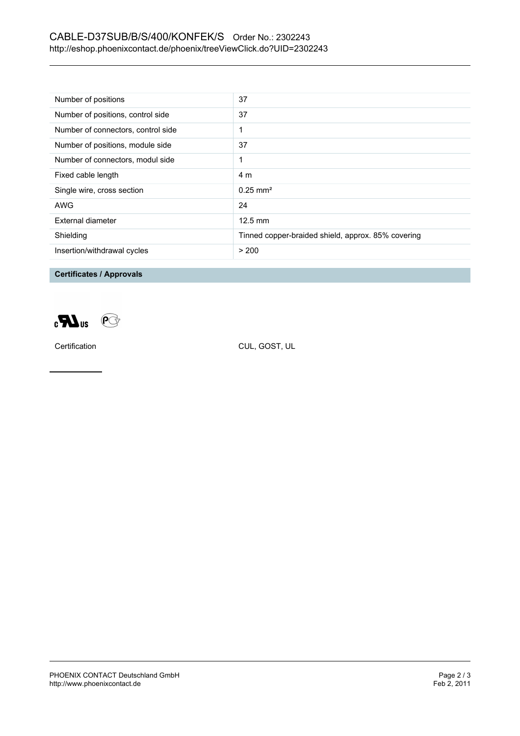| Number of positions | 37 |
|---|---|
| Number of positions, control side | 37 |
| Number of connectors, control side | 1 |
| Number of positions, module side | 37 |
| Number of connectors, modul side | 1 |
| Fixed cable length | 4 m |
| Single wire, cross section | 0.25 mm² |
| AWG | 24 |
| External diameter | 12.5 mm |
| Shielding | Tinned copper-braided shield, approx. 85% covering |
| Insertion/withdrawal cycles | > 200 |

## Certificates / Approvals

| Certification | CUL, GOST, UL |
|---|---|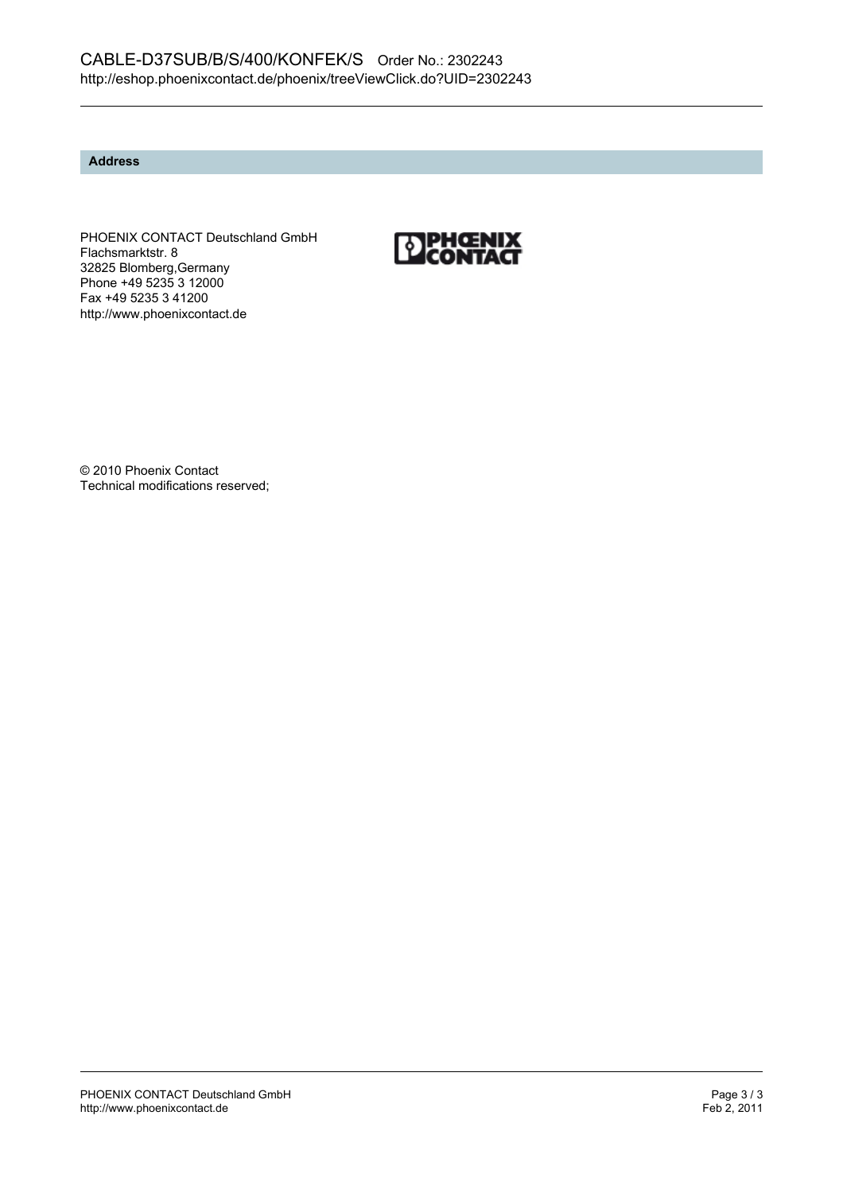## Address

PHOENIX CONTACT Deutschland GmbH
Flachsmarktstr. 8
32825 Blomberg,Germany
Phone +49 5235 3 12000
Fax +49 5235 3 41200
http://www.phoenixcontact.de

© 2010 Phoenix Contact
Technical modifications reserved;